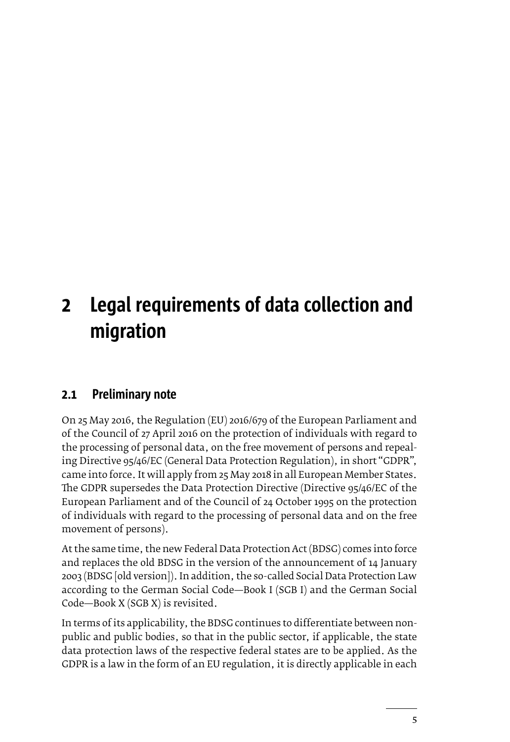# 2 Legal requirements of data collection and migration

## 2.1 Preliminary note

On 25 May 2016, the Regulation (EU) 2016/679 of the European Parliament and of the Council of 27 April 2016 on the protection of individuals with regard to the processing of personal data, on the free movement of persons and repealing Directive 95/46/EC (General Data Protection Regulation), in short "GDPR", came into force. It will apply from 25 May 2018 in all European Member States. The GDPR supersedes the Data Protection Directive (Directive 95/46/EC of the European Parliament and of the Council of 24 October 1995 on the protection of individuals with regard to the processing of personal data and on the free movement of persons).

At the same time, the new Federal Data Protection Act (BDSG) comes into force and replaces the old BDSG in the version of the announcement of 14 January 2003 (BDSG [old version]). In addition, the so-called Social Data Protection Law according to the German Social Code—Book I (SGB I) and the German Social Code—Book X (SGB X) is revisited.

In terms of its applicability, the BDSG continues to differentiate between non-public and public bodies, so that in the public sector, if applicable, the state data protection laws of the respective federal states are to be applied. As the GDPR is a law in the form of an EU regulation, it is directly applicable in each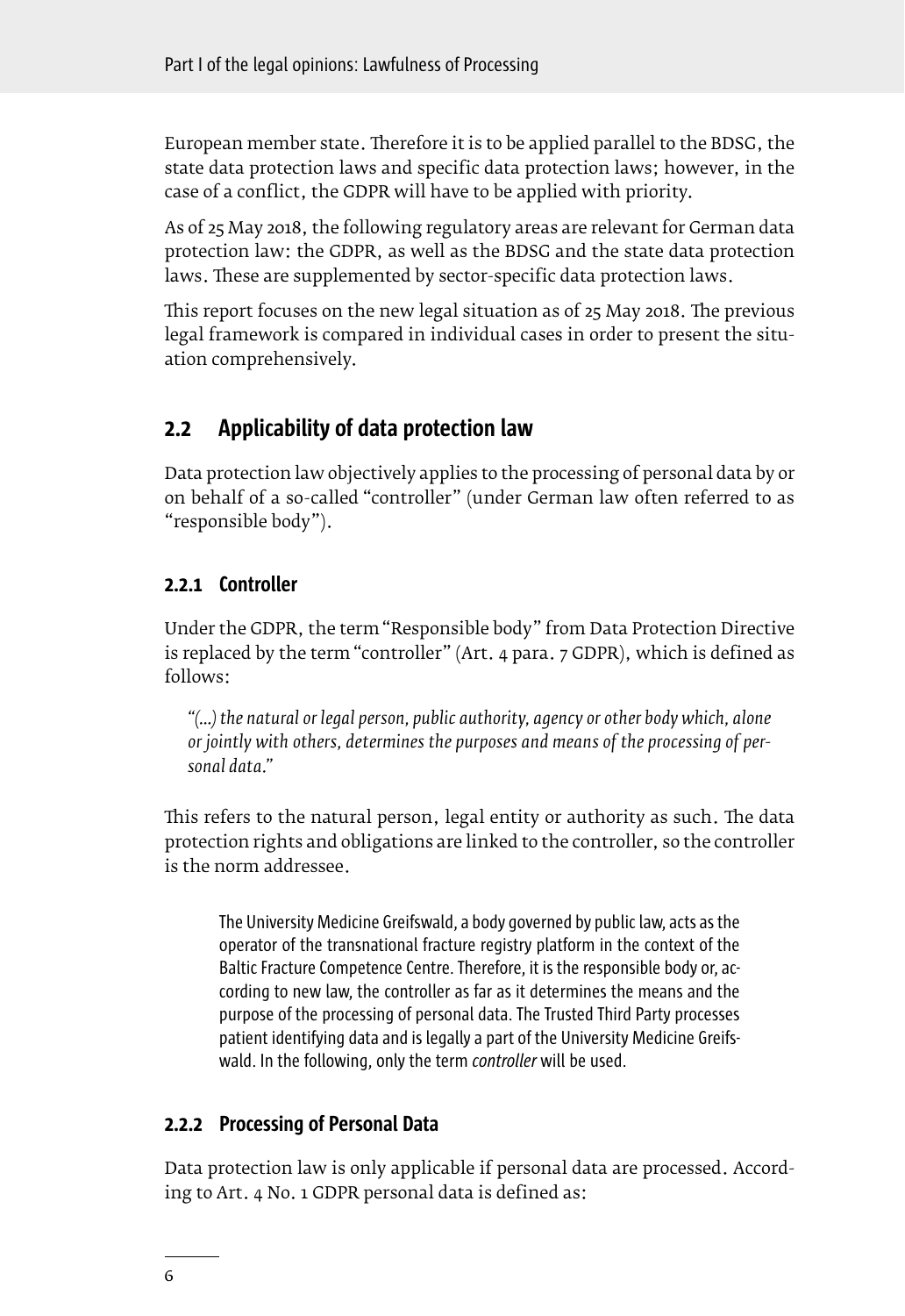European member state. Therefore it is to be applied parallel to the BDSG, the state data protection laws and specific data protection laws; however, in the case of a conflict, the GDPR will have to be applied with priority.

As of 25 May 2018, the following regulatory areas are relevant for German data protection law: the GDPR, as well as the BDSG and the state data protection laws. These are supplemented by sector-specific data protection laws.

This report focuses on the new legal situation as of 25 May 2018. The previous legal framework is compared in individual cases in order to present the situation comprehensively.

## 2.2 Applicability of data protection law

Data protection law objectively applies to the processing of personal data by or on behalf of a so-called "controller" (under German law often referred to as "responsible body").

### 2.2.1 Controller

Under the GDPR, the term "Responsible body" from Data Protection Directive is replaced by the term "controller" (Art. 4 para. 7 GDPR), which is defined as follows:

> *"(...) the natural or legal person, public authority, agency or other body which, alone or jointly with others, determines the purposes and means of the processing of personal data."*

This refers to the natural person, legal entity or authority as such. The data protection rights and obligations are linked to the controller, so the controller is the norm addressee.

> The University Medicine Greifswald, a body governed by public law, acts as the operator of the transnational fracture registry platform in the context of the Baltic Fracture Competence Centre. Therefore, it is the responsible body or, according to new law, the controller as far as it determines the means and the purpose of the processing of personal data. The Trusted Third Party processes patient identifying data and is legally a part of the University Medicine Greifswald. In the following, only the term *controller* will be used.

### 2.2.2 Processing of Personal Data

Data protection law is only applicable if personal data are processed. According to Art. 4 No. 1 GDPR personal data is defined as: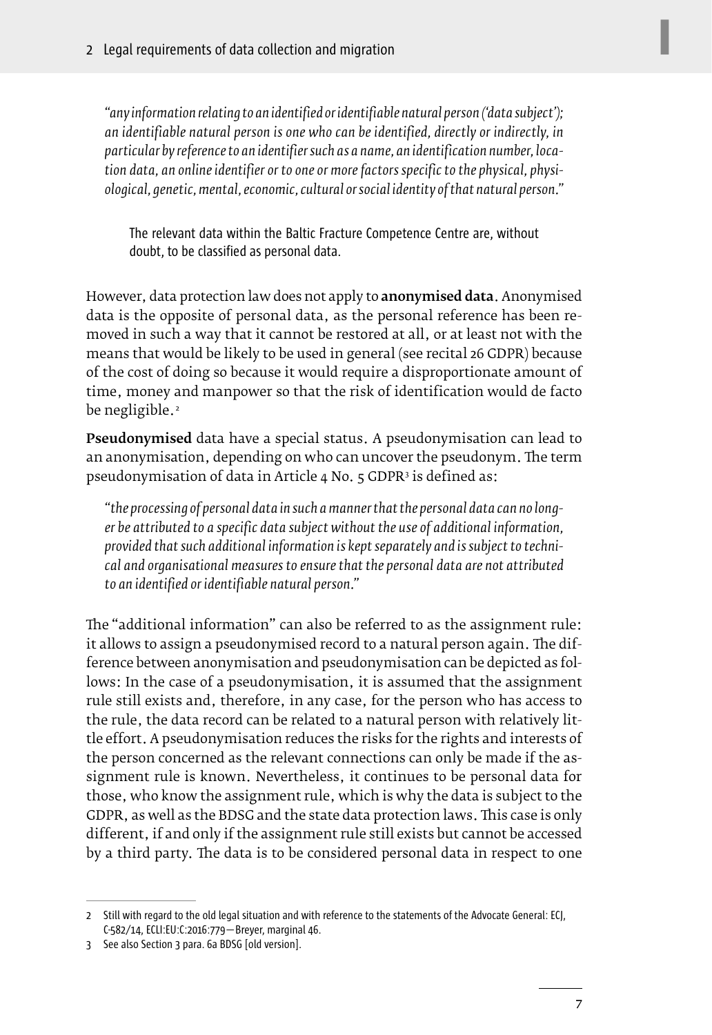*"any information relating to an identified or identifiable natural person ('data subject'); an identifiable natural person is one who can be identified, directly or indirectly, in particular by reference to an identifier such as a name, an identification number, location data, an online identifier or to one or more factors specific to the physical, physiological, genetic, mental, economic, cultural or social identity of that natural person."*

> The relevant data within the Baltic Fracture Competence Centre are, without doubt, to be classified as personal data.

However, data protection law does not apply to **anonymised data**. Anonymised data is the opposite of personal data, as the personal reference has been removed in such a way that it cannot be restored at all, or at least not with the means that would be likely to be used in general (see recital 26 GDPR) because of the cost of doing so because it would require a disproportionate amount of time, money and manpower so that the risk of identification would de facto be negligible.[2]

**Pseudonymised** data have a special status. A pseudonymisation can lead to an anonymisation, depending on who can uncover the pseudonym. The term pseudonymisation of data in Article 4 No. 5 GDPR[3] is defined as:

*"the processing of personal data in such a manner that the personal data can no longer be attributed to a specific data subject without the use of additional information, provided that such additional information is kept separately and is subject to technical and organisational measures to ensure that the personal data are not attributed to an identified or identifiable natural person."*

The "additional information" can also be referred to as the assignment rule: it allows to assign a pseudonymised record to a natural person again. The difference between anonymisation and pseudonymisation can be depicted as follows: In the case of a pseudonymisation, it is assumed that the assignment rule still exists and, therefore, in any case, for the person who has access to the rule, the data record can be related to a natural person with relatively little effort. A pseudonymisation reduces the risks for the rights and interests of the person concerned as the relevant connections can only be made if the assignment rule is known. Nevertheless, it continues to be personal data for those, who know the assignment rule, which is why the data is subject to the GDPR, as well as the BDSG and the state data protection laws. This case is only different, if and only if the assignment rule still exists but cannot be accessed by a third party. The data is to be considered personal data in respect to one

---

2 Still with regard to the old legal situation and with reference to the statements of the Advocate General: ECJ, C-582/14, ECLI:EU:C:2016:779—Breyer, marginal 46.

3 See also Section 3 para. 6a BDSG [old version].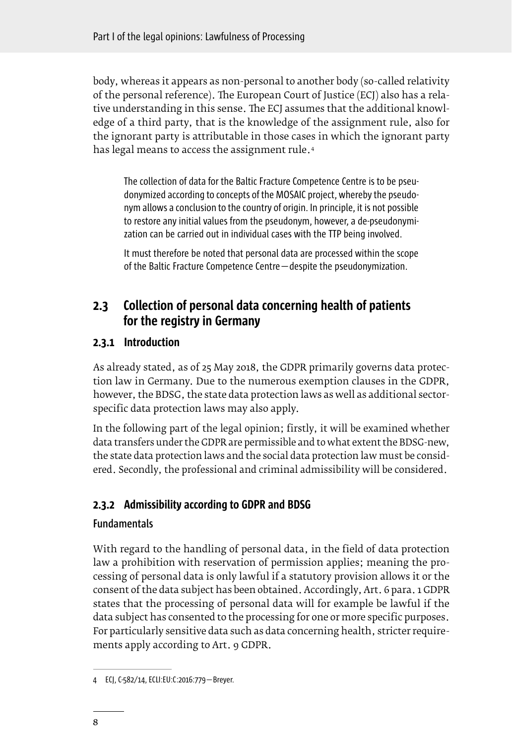body, whereas it appears as non-personal to another body (so-called relativity of the personal reference). The European Court of Justice (ECJ) also has a relative understanding in this sense. The ECJ assumes that the additional knowledge of a third party, that is the knowledge of the assignment rule, also for the ignorant party is attributable in those cases in which the ignorant party has legal means to access the assignment rule.[4]

> The collection of data for the Baltic Fracture Competence Centre is to be pseudonymized according to concepts of the MOSAIC project, whereby the pseudonym allows a conclusion to the country of origin. In principle, it is not possible to restore any initial values from the pseudonym, however, a de-pseudonymization can be carried out in individual cases with the TTP being involved.
>
> It must therefore be noted that personal data are processed within the scope of the Baltic Fracture Competence Centre—despite the pseudonymization.

## 2.3 Collection of personal data concerning health of patients for the registry in Germany

### 2.3.1 Introduction

As already stated, as of 25 May 2018, the GDPR primarily governs data protection law in Germany. Due to the numerous exemption clauses in the GDPR, however, the BDSG, the state data protection laws as well as additional sector-specific data protection laws may also apply.

In the following part of the legal opinion; firstly, it will be examined whether data transfers under the GDPR are permissible and to what extent the BDSG-new, the state data protection laws and the social data protection law must be considered. Secondly, the professional and criminal admissibility will be considered.

### 2.3.2 Admissibility according to GDPR and BDSG

#### Fundamentals

With regard to the handling of personal data, in the field of data protection law a prohibition with reservation of permission applies; meaning the processing of personal data is only lawful if a statutory provision allows it or the consent of the data subject has been obtained. Accordingly, Art. 6 para. 1 GDPR states that the processing of personal data will for example be lawful if the data subject has consented to the processing for one or more specific purposes. For particularly sensitive data such as data concerning health, stricter requirements apply according to Art. 9 GDPR.

---

4 ECJ, C-582/14, ECLI:EU:C:2016:779—Breyer.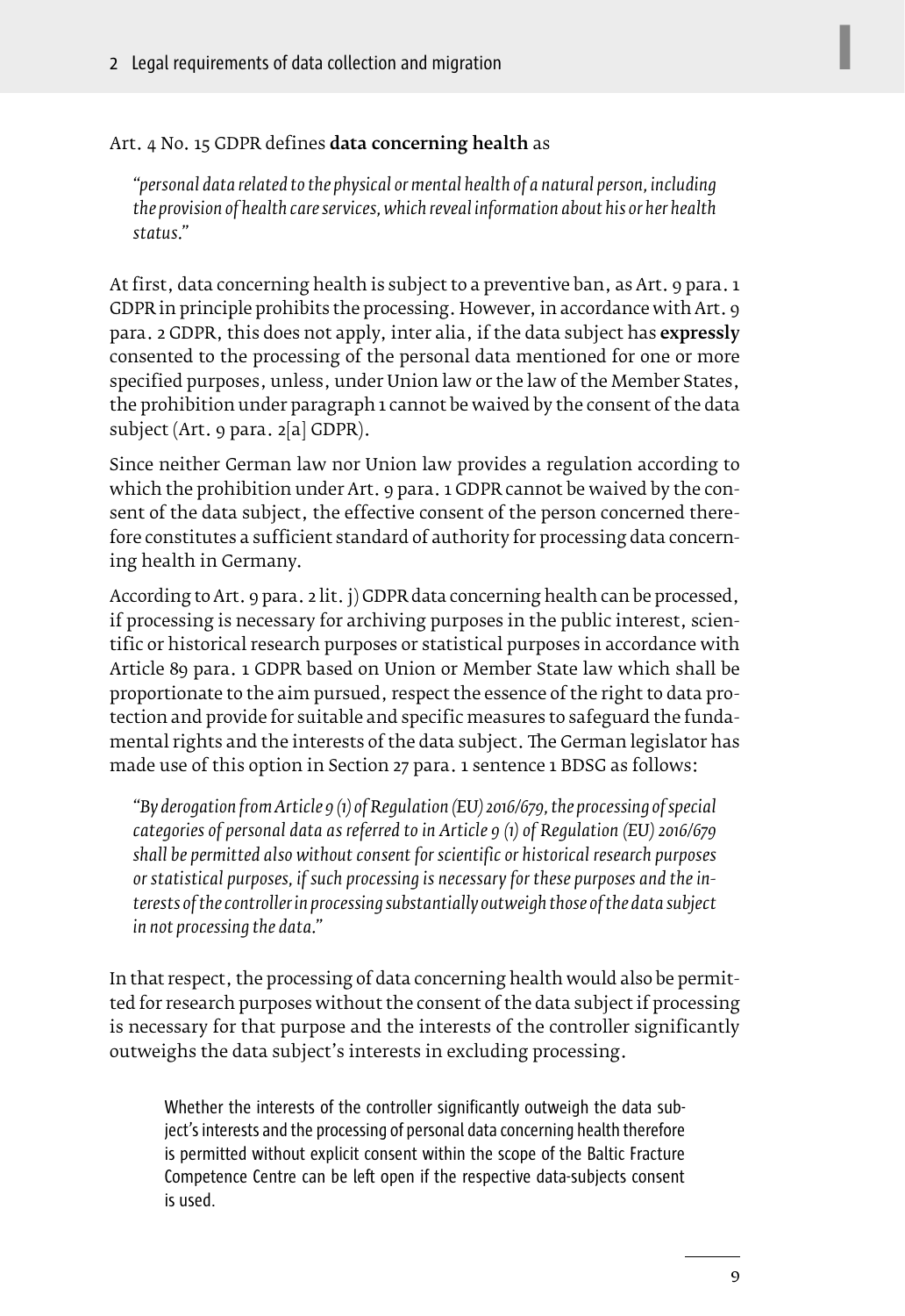Art. 4 No. 15 GDPR defines **data concerning health** as

> *"personal data related to the physical or mental health of a natural person, including the provision of health care services, which reveal information about his or her health status."*

At first, data concerning health is subject to a preventive ban, as Art. 9 para. 1 GDPR in principle prohibits the processing. However, in accordance with Art. 9 para. 2 GDPR, this does not apply, inter alia, if the data subject has **expressly** consented to the processing of the personal data mentioned for one or more specified purposes, unless, under Union law or the law of the Member States, the prohibition under paragraph 1 cannot be waived by the consent of the data subject (Art. 9 para. 2[a] GDPR).

Since neither German law nor Union law provides a regulation according to which the prohibition under Art. 9 para. 1 GDPR cannot be waived by the consent of the data subject, the effective consent of the person concerned therefore constitutes a sufficient standard of authority for processing data concerning health in Germany.

According to Art. 9 para. 2 lit. j) GDPR data concerning health can be processed, if processing is necessary for archiving purposes in the public interest, scientific or historical research purposes or statistical purposes in accordance with Article 89 para. 1 GDPR based on Union or Member State law which shall be proportionate to the aim pursued, respect the essence of the right to data protection and provide for suitable and specific measures to safeguard the fundamental rights and the interests of the data subject. The German legislator has made use of this option in Section 27 para. 1 sentence 1 BDSG as follows:

> *"By derogation from Article 9 (1) of Regulation (EU) 2016/679, the processing of special categories of personal data as referred to in Article 9 (1) of Regulation (EU) 2016/679 shall be permitted also without consent for scientific or historical research purposes or statistical purposes, if such processing is necessary for these purposes and the interests of the controller in processing substantially outweigh those of the data subject in not processing the data."*

In that respect, the processing of data concerning health would also be permitted for research purposes without the consent of the data subject if processing is necessary for that purpose and the interests of the controller significantly outweighs the data subject's interests in excluding processing.

> Whether the interests of the controller significantly outweigh the data subject's interests and the processing of personal data concerning health therefore is permitted without explicit consent within the scope of the Baltic Fracture Competence Centre can be left open if the respective data-subjects consent is used.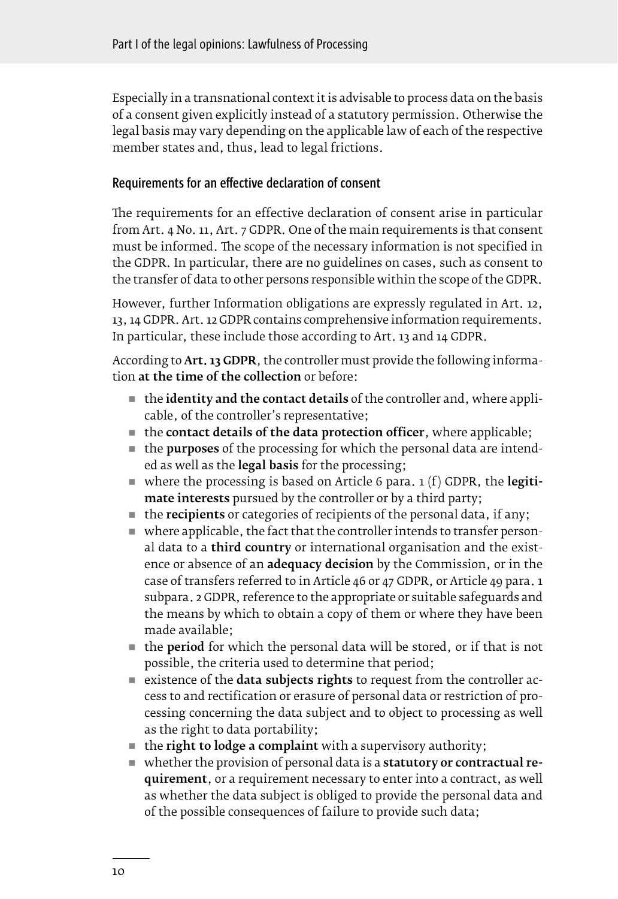Especially in a transnational context it is advisable to process data on the basis of a consent given explicitly instead of a statutory permission. Otherwise the legal basis may vary depending on the applicable law of each of the respective member states and, thus, lead to legal frictions.

### Requirements for an effective declaration of consent

The requirements for an effective declaration of consent arise in particular from Art. 4 No. 11, Art. 7 GDPR. One of the main requirements is that consent must be informed. The scope of the necessary information is not specified in the GDPR. In particular, there are no guidelines on cases, such as consent to the transfer of data to other persons responsible within the scope of the GDPR.

However, further Information obligations are expressly regulated in Art. 12, 13, 14 GDPR. Art. 12 GDPR contains comprehensive information requirements. In particular, these include those according to Art. 13 and 14 GDPR.

According to **Art. 13 GDPR**, the controller must provide the following information **at the time of the collection** or before:

- the **identity and the contact details** of the controller and, where applicable, of the controller's representative;
- the **contact details of the data protection officer**, where applicable;
- the **purposes** of the processing for which the personal data are intended as well as the **legal basis** for the processing;
- where the processing is based on Article 6 para. 1 (f) GDPR, the **legitimate interests** pursued by the controller or by a third party;
- the **recipients** or categories of recipients of the personal data, if any;
- where applicable, the fact that the controller intends to transfer personal data to a **third country** or international organisation and the existence or absence of an **adequacy decision** by the Commission, or in the case of transfers referred to in Article 46 or 47 GDPR, or Article 49 para. 1 subpara. 2 GDPR, reference to the appropriate or suitable safeguards and the means by which to obtain a copy of them or where they have been made available;
- the **period** for which the personal data will be stored, or if that is not possible, the criteria used to determine that period;
- existence of the **data subjects rights** to request from the controller access to and rectification or erasure of personal data or restriction of processing concerning the data subject and to object to processing as well as the right to data portability;
- the **right to lodge a complaint** with a supervisory authority;
- whether the provision of personal data is a **statutory or contractual requirement**, or a requirement necessary to enter into a contract, as well as whether the data subject is obliged to provide the personal data and of the possible consequences of failure to provide such data;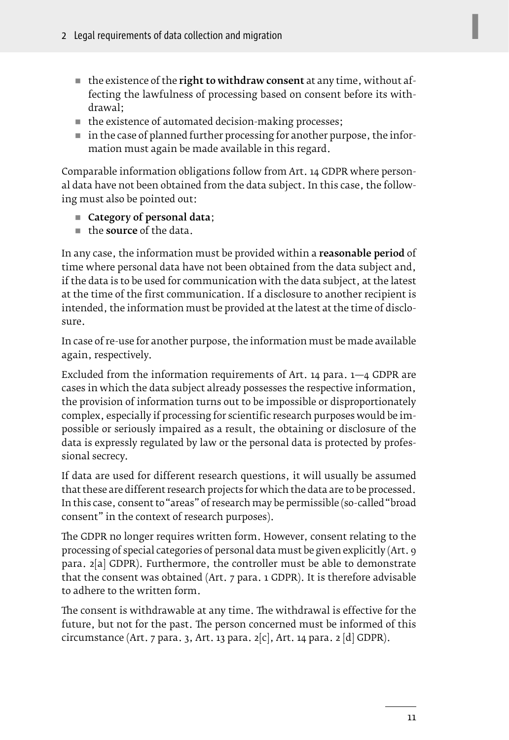- the existence of the **right to withdraw consent** at any time, without affecting the lawfulness of processing based on consent before its withdrawal;
- the existence of automated decision-making processes;
- in the case of planned further processing for another purpose, the information must again be made available in this regard.

Comparable information obligations follow from Art. 14 GDPR where personal data have not been obtained from the data subject. In this case, the following must also be pointed out:

- **Category of personal data**;
- the **source** of the data.

In any case, the information must be provided within a **reasonable period** of time where personal data have not been obtained from the data subject and, if the data is to be used for communication with the data subject, at the latest at the time of the first communication. If a disclosure to another recipient is intended, the information must be provided at the latest at the time of disclosure.

In case of re-use for another purpose, the information must be made available again, respectively.

Excluded from the information requirements of Art. 14 para. 1—4 GDPR are cases in which the data subject already possesses the respective information, the provision of information turns out to be impossible or disproportionately complex, especially if processing for scientific research purposes would be impossible or seriously impaired as a result, the obtaining or disclosure of the data is expressly regulated by law or the personal data is protected by professional secrecy.

If data are used for different research questions, it will usually be assumed that these are different research projects for which the data are to be processed. In this case, consent to "areas" of research may be permissible (so-called "broad consent" in the context of research purposes).

The GDPR no longer requires written form. However, consent relating to the processing of special categories of personal data must be given explicitly (Art. 9 para. 2[a] GDPR). Furthermore, the controller must be able to demonstrate that the consent was obtained (Art. 7 para. 1 GDPR). It is therefore advisable to adhere to the written form.

The consent is withdrawable at any time. The withdrawal is effective for the future, but not for the past. The person concerned must be informed of this circumstance (Art. 7 para. 3, Art. 13 para. 2[c], Art. 14 para. 2 [d] GDPR).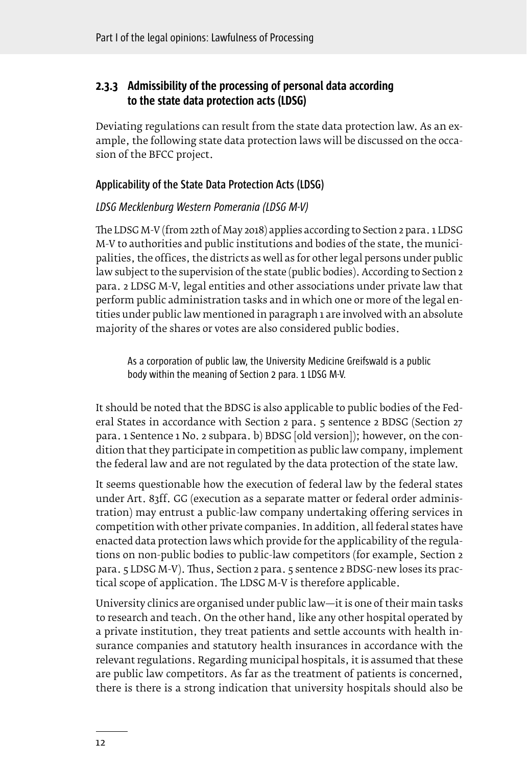### 2.3.3 Admissibility of the processing of personal data according to the state data protection acts (LDSG)

Deviating regulations can result from the state data protection law. As an example, the following state data protection laws will be discussed on the occasion of the BFCC project.

#### Applicability of the State Data Protection Acts (LDSG)

*LDSG Mecklenburg Western Pomerania (LDSG M-V)*

The LDSG M-V (from 22th of May 2018) applies according to Section 2 para. 1 LDSG M-V to authorities and public institutions and bodies of the state, the municipalities, the offices, the districts as well as for other legal persons under public law subject to the supervision of the state (public bodies). According to Section 2 para. 2 LDSG M-V, legal entities and other associations under private law that perform public administration tasks and in which one or more of the legal entities under public law mentioned in paragraph 1 are involved with an absolute majority of the shares or votes are also considered public bodies.

> As a corporation of public law, the University Medicine Greifswald is a public body within the meaning of Section 2 para. 1 LDSG M-V.

It should be noted that the BDSG is also applicable to public bodies of the Federal States in accordance with Section 2 para. 5 sentence 2 BDSG (Section 27 para. 1 Sentence 1 No. 2 subpara. b) BDSG [old version]); however, on the condition that they participate in competition as public law company, implement the federal law and are not regulated by the data protection of the state law.

It seems questionable how the execution of federal law by the federal states under Art. 83ff. GG (execution as a separate matter or federal order administration) may entrust a public-law company undertaking offering services in competition with other private companies. In addition, all federal states have enacted data protection laws which provide for the applicability of the regulations on non-public bodies to public-law competitors (for example, Section 2 para. 5 LDSG M-V). Thus, Section 2 para. 5 sentence 2 BDSG-new loses its practical scope of application. The LDSG M-V is therefore applicable.

University clinics are organised under public law—it is one of their main tasks to research and teach. On the other hand, like any other hospital operated by a private institution, they treat patients and settle accounts with health insurance companies and statutory health insurances in accordance with the relevant regulations. Regarding municipal hospitals, it is assumed that these are public law competitors. As far as the treatment of patients is concerned, there is there is a strong indication that university hospitals should also be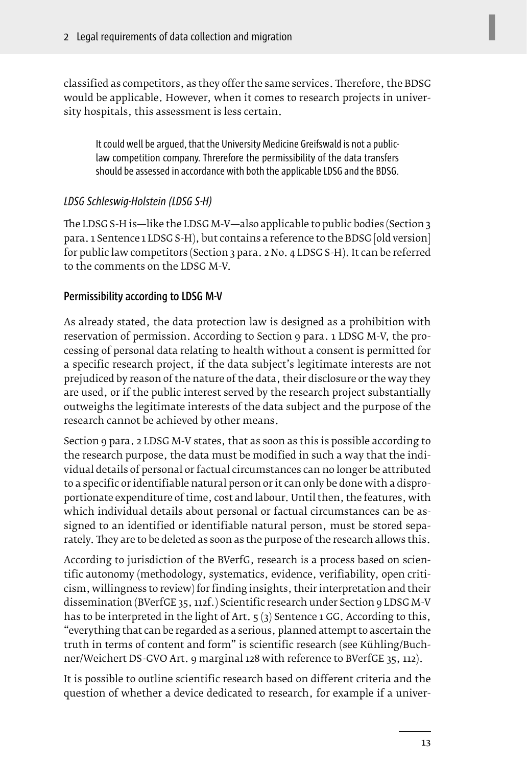classified as competitors, as they offer the same services. Therefore, the BDSG would be applicable. However, when it comes to research projects in university hospitals, this assessment is less certain.

> It could well be argued, that the University Medicine Greifswald is not a public-law competition company. Threrefore the permissibility of the data transfers should be assessed in accordance with both the applicable LDSG and the BDSG.

### *LDSG Schleswig-Holstein (LDSG S-H)*

The LDSG S-H is—like the LDSG M-V—also applicable to public bodies (Section 3 para. 1 Sentence 1 LDSG S-H), but contains a reference to the BDSG [old version] for public law competitors (Section 3 para. 2 No. 4 LDSG S-H). It can be referred to the comments on the LDSG M-V.

### Permissibility according to LDSG M-V

As already stated, the data protection law is designed as a prohibition with reservation of permission. According to Section 9 para. 1 LDSG M-V, the processing of personal data relating to health without a consent is permitted for a specific research project, if the data subject's legitimate interests are not prejudiced by reason of the nature of the data, their disclosure or the way they are used, or if the public interest served by the research project substantially outweighs the legitimate interests of the data subject and the purpose of the research cannot be achieved by other means.

Section 9 para. 2 LDSG M-V states, that as soon as this is possible according to the research purpose, the data must be modified in such a way that the individual details of personal or factual circumstances can no longer be attributed to a specific or identifiable natural person or it can only be done with a disproportionate expenditure of time, cost and labour. Until then, the features, with which individual details about personal or factual circumstances can be assigned to an identified or identifiable natural person, must be stored separately. They are to be deleted as soon as the purpose of the research allows this.

According to jurisdiction of the BVerfG, research is a process based on scientific autonomy (methodology, systematics, evidence, verifiability, open criticism, willingness to review) for finding insights, their interpretation and their dissemination (BVerfGE 35, 112f.) Scientific research under Section 9 LDSG M-V has to be interpreted in the light of Art. 5 (3) Sentence 1 GG. According to this, "everything that can be regarded as a serious, planned attempt to ascertain the truth in terms of content and form" is scientific research (see Kühling/Buchner/Weichert DS-GVO Art. 9 marginal 128 with reference to BVerfGE 35, 112).

It is possible to outline scientific research based on different criteria and the question of whether a device dedicated to research, for example if a univer-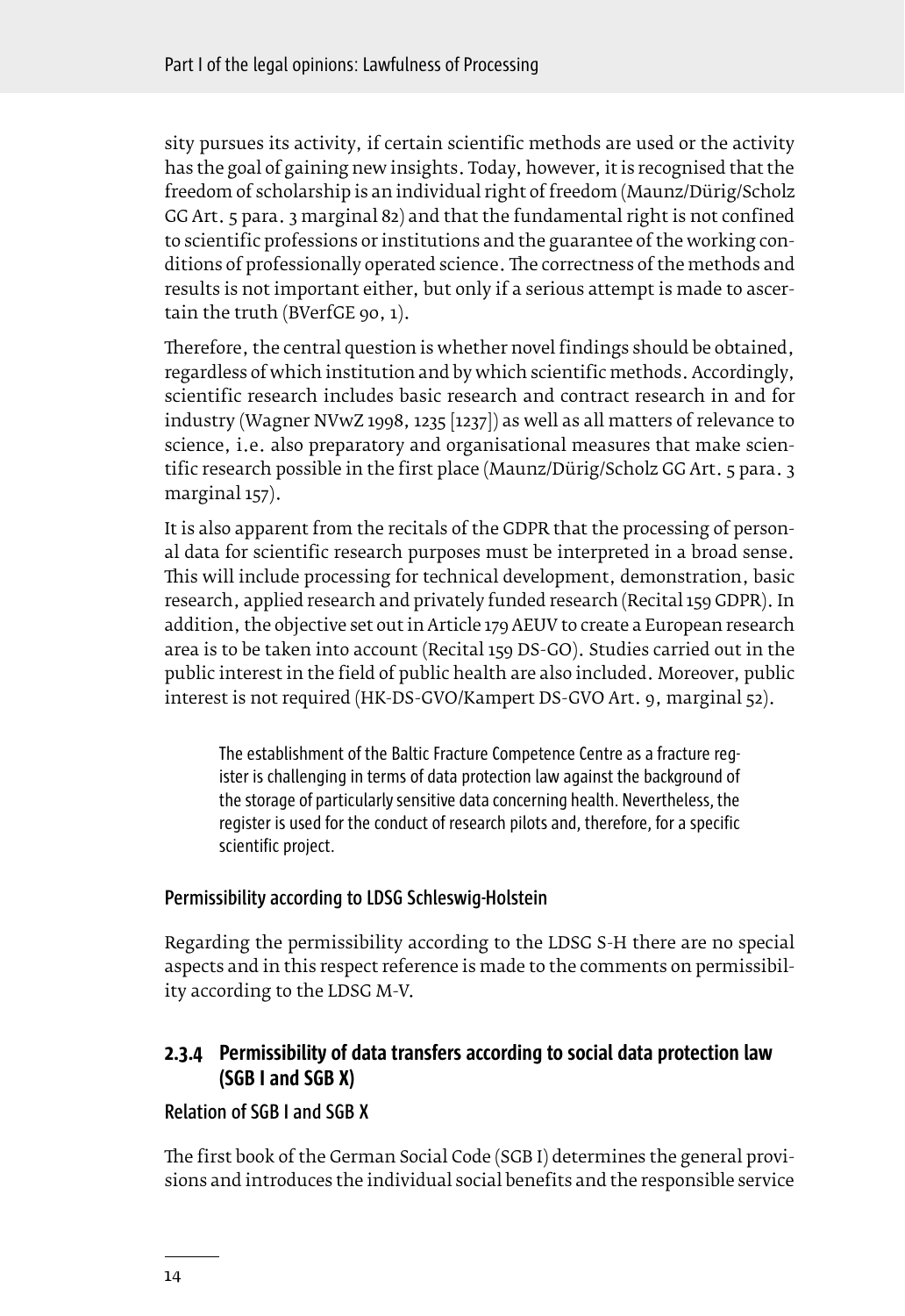sity pursues its activity, if certain scientific methods are used or the activity has the goal of gaining new insights. Today, however, it is recognised that the freedom of scholarship is an individual right of freedom (Maunz/Dürig/Scholz GG Art. 5 para. 3 marginal 82) and that the fundamental right is not confined to scientific professions or institutions and the guarantee of the working conditions of professionally operated science. The correctness of the methods and results is not important either, but only if a serious attempt is made to ascertain the truth (BVerfGE 90, 1).

Therefore, the central question is whether novel findings should be obtained, regardless of which institution and by which scientific methods. Accordingly, scientific research includes basic research and contract research in and for industry (Wagner NVwZ 1998, 1235 [1237]) as well as all matters of relevance to science, i.e. also preparatory and organisational measures that make scientific research possible in the first place (Maunz/Dürig/Scholz GG Art. 5 para. 3 marginal 157).

It is also apparent from the recitals of the GDPR that the processing of personal data for scientific research purposes must be interpreted in a broad sense. This will include processing for technical development, demonstration, basic research, applied research and privately funded research (Recital 159 GDPR). In addition, the objective set out in Article 179 AEUV to create a European research area is to be taken into account (Recital 159 DS-GO). Studies carried out in the public interest in the field of public health are also included. Moreover, public interest is not required (HK-DS-GVO/Kampert DS-GVO Art. 9, marginal 52).

> The establishment of the Baltic Fracture Competence Centre as a fracture register is challenging in terms of data protection law against the background of the storage of particularly sensitive data concerning health. Nevertheless, the register is used for the conduct of research pilots and, therefore, for a specific scientific project.

#### Permissibility according to LDSG Schleswig-Holstein

Regarding the permissibility according to the LDSG S-H there are no special aspects and in this respect reference is made to the comments on permissibility according to the LDSG M-V.

### 2.3.4 Permissibility of data transfers according to social data protection law (SGB I and SGB X)

#### Relation of SGB I and SGB X

The first book of the German Social Code (SGB I) determines the general provisions and introduces the individual social benefits and the responsible service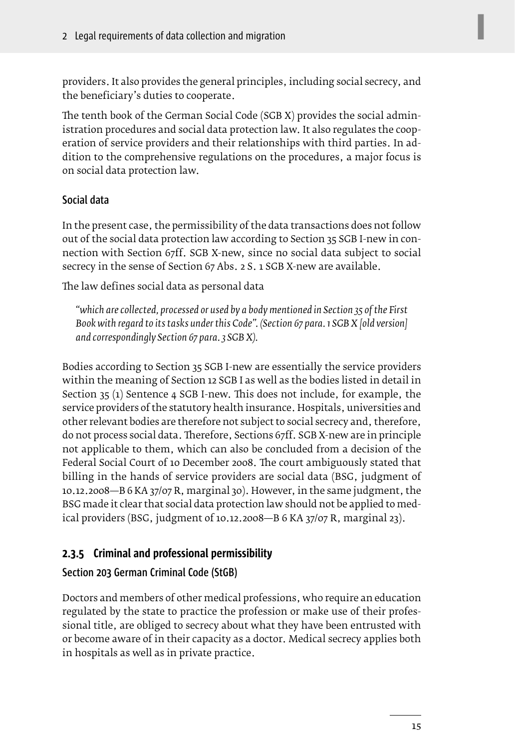providers. It also provides the general principles, including social secrecy, and the beneficiary's duties to cooperate.

The tenth book of the German Social Code (SGB X) provides the social administration procedures and social data protection law. It also regulates the cooperation of service providers and their relationships with third parties. In addition to the comprehensive regulations on the procedures, a major focus is on social data protection law.

### Social data

In the present case, the permissibility of the data transactions does not follow out of the social data protection law according to Section 35 SGB I-new in connection with Section 67ff. SGB X-new, since no social data subject to social secrecy in the sense of Section 67 Abs. 2 S. 1 SGB X-new are available.

The law defines social data as personal data

> *"which are collected, processed or used by a body mentioned in Section 35 of the First Book with regard to its tasks under this Code". (Section 67 para. 1 SGB X [old version] and correspondingly Section 67 para. 3 SGB X).*

Bodies according to Section 35 SGB I-new are essentially the service providers within the meaning of Section 12 SGB I as well as the bodies listed in detail in Section 35 (1) Sentence 4 SGB I-new. This does not include, for example, the service providers of the statutory health insurance. Hospitals, universities and other relevant bodies are therefore not subject to social secrecy and, therefore, do not process social data. Therefore, Sections 67ff. SGB X-new are in principle not applicable to them, which can also be concluded from a decision of the Federal Social Court of 10 December 2008. The court ambiguously stated that billing in the hands of service providers are social data (BSG, judgment of 10.12.2008—B 6 KA 37/07 R, marginal 30). However, in the same judgment, the BSG made it clear that social data protection law should not be applied to medical providers (BSG, judgment of 10.12.2008—B 6 KA 37/07 R, marginal 23).

## 2.3.5 Criminal and professional permissibility

### Section 203 German Criminal Code (StGB)

Doctors and members of other medical professions, who require an education regulated by the state to practice the profession or make use of their professional title, are obliged to secrecy about what they have been entrusted with or become aware of in their capacity as a doctor. Medical secrecy applies both in hospitals as well as in private practice.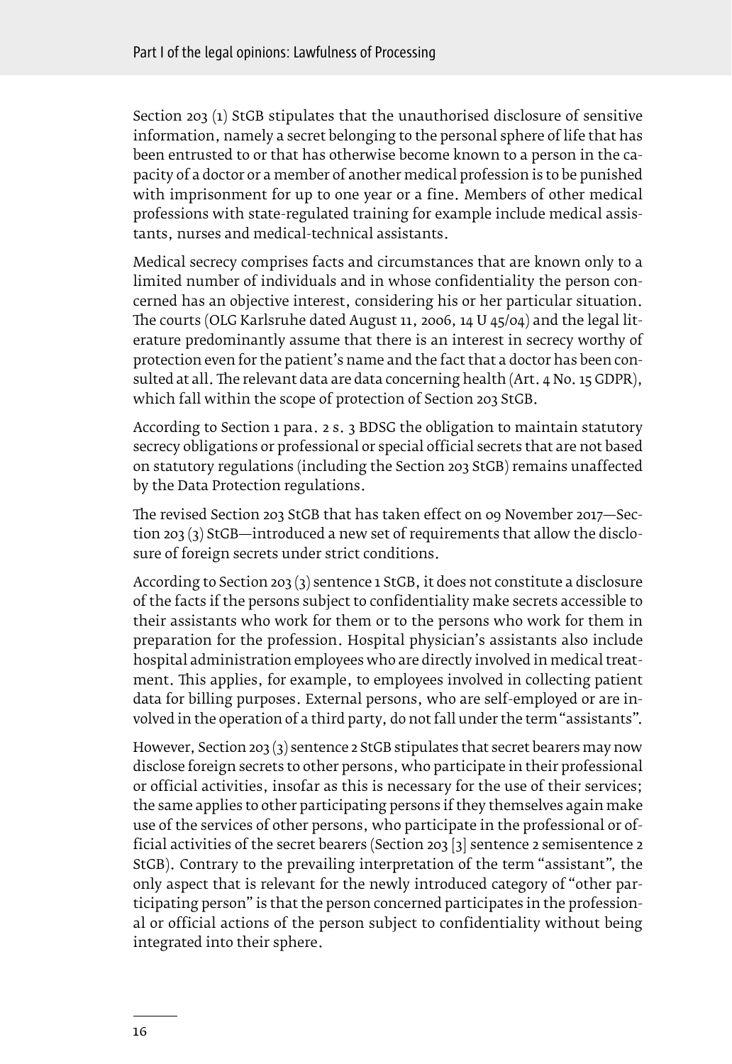Section 203 (1) StGB stipulates that the unauthorised disclosure of sensitive information, namely a secret belonging to the personal sphere of life that has been entrusted to or that has otherwise become known to a person in the capacity of a doctor or a member of another medical profession is to be punished with imprisonment for up to one year or a fine. Members of other medical professions with state-regulated training for example include medical assistants, nurses and medical-technical assistants.

Medical secrecy comprises facts and circumstances that are known only to a limited number of individuals and in whose confidentiality the person concerned has an objective interest, considering his or her particular situation. The courts (OLG Karlsruhe dated August 11, 2006, 14 U 45/04) and the legal literature predominantly assume that there is an interest in secrecy worthy of protection even for the patient's name and the fact that a doctor has been consulted at all. The relevant data are data concerning health (Art. 4 No. 15 GDPR), which fall within the scope of protection of Section 203 StGB.

According to Section 1 para. 2 s. 3 BDSG the obligation to maintain statutory secrecy obligations or professional or special official secrets that are not based on statutory regulations (including the Section 203 StGB) remains unaffected by the Data Protection regulations.

The revised Section 203 StGB that has taken effect on 09 November 2017—Section 203 (3) StGB—introduced a new set of requirements that allow the disclosure of foreign secrets under strict conditions.

According to Section 203 (3) sentence 1 StGB, it does not constitute a disclosure of the facts if the persons subject to confidentiality make secrets accessible to their assistants who work for them or to the persons who work for them in preparation for the profession. Hospital physician's assistants also include hospital administration employees who are directly involved in medical treatment. This applies, for example, to employees involved in collecting patient data for billing purposes. External persons, who are self-employed or are involved in the operation of a third party, do not fall under the term "assistants".

However, Section 203 (3) sentence 2 StGB stipulates that secret bearers may now disclose foreign secrets to other persons, who participate in their professional or official activities, insofar as this is necessary for the use of their services; the same applies to other participating persons if they themselves again make use of the services of other persons, who participate in the professional or official activities of the secret bearers (Section 203 [3] sentence 2 semisentence 2 StGB). Contrary to the prevailing interpretation of the term "assistant", the only aspect that is relevant for the newly introduced category of "other participating person" is that the person concerned participates in the professional or official actions of the person subject to confidentiality without being integrated into their sphere.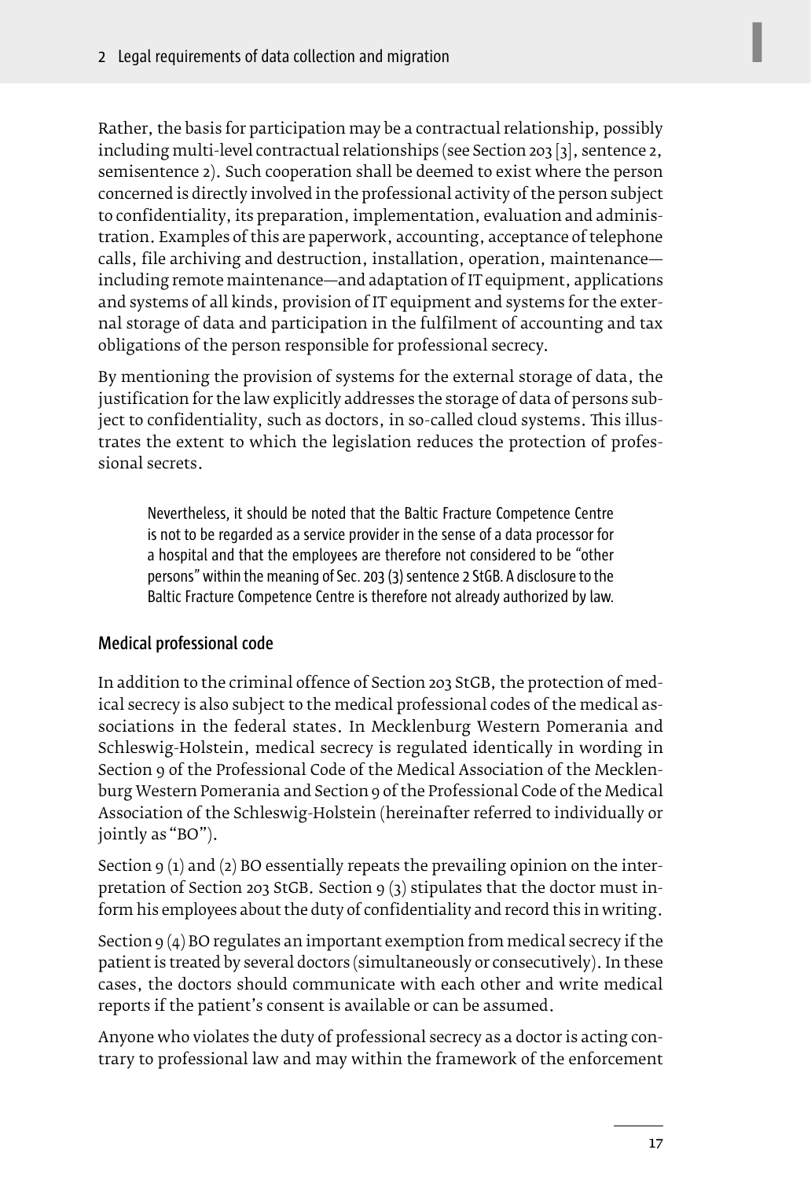Rather, the basis for participation may be a contractual relationship, possibly including multi-level contractual relationships (see Section 203 [3], sentence 2, semisentence 2). Such cooperation shall be deemed to exist where the person concerned is directly involved in the professional activity of the person subject to confidentiality, its preparation, implementation, evaluation and administration. Examples of this are paperwork, accounting, acceptance of telephone calls, file archiving and destruction, installation, operation, maintenance—including remote maintenance—and adaptation of IT equipment, applications and systems of all kinds, provision of IT equipment and systems for the external storage of data and participation in the fulfilment of accounting and tax obligations of the person responsible for professional secrecy.

By mentioning the provision of systems for the external storage of data, the justification for the law explicitly addresses the storage of data of persons subject to confidentiality, such as doctors, in so-called cloud systems. This illustrates the extent to which the legislation reduces the protection of professional secrets.

> Nevertheless, it should be noted that the Baltic Fracture Competence Centre is not to be regarded as a service provider in the sense of a data processor for a hospital and that the employees are therefore not considered to be "other persons" within the meaning of Sec. 203 (3) sentence 2 StGB. A disclosure to the Baltic Fracture Competence Centre is therefore not already authorized by law.

### Medical professional code

In addition to the criminal offence of Section 203 StGB, the protection of medical secrecy is also subject to the medical professional codes of the medical associations in the federal states. In Mecklenburg Western Pomerania and Schleswig-Holstein, medical secrecy is regulated identically in wording in Section 9 of the Professional Code of the Medical Association of the Mecklenburg Western Pomerania and Section 9 of the Professional Code of the Medical Association of the Schleswig-Holstein (hereinafter referred to individually or jointly as "BO").

Section 9 (1) and (2) BO essentially repeats the prevailing opinion on the interpretation of Section 203 StGB. Section 9 (3) stipulates that the doctor must inform his employees about the duty of confidentiality and record this in writing.

Section 9 (4) BO regulates an important exemption from medical secrecy if the patient is treated by several doctors (simultaneously or consecutively). In these cases, the doctors should communicate with each other and write medical reports if the patient's consent is available or can be assumed.

Anyone who violates the duty of professional secrecy as a doctor is acting contrary to professional law and may within the framework of the enforcement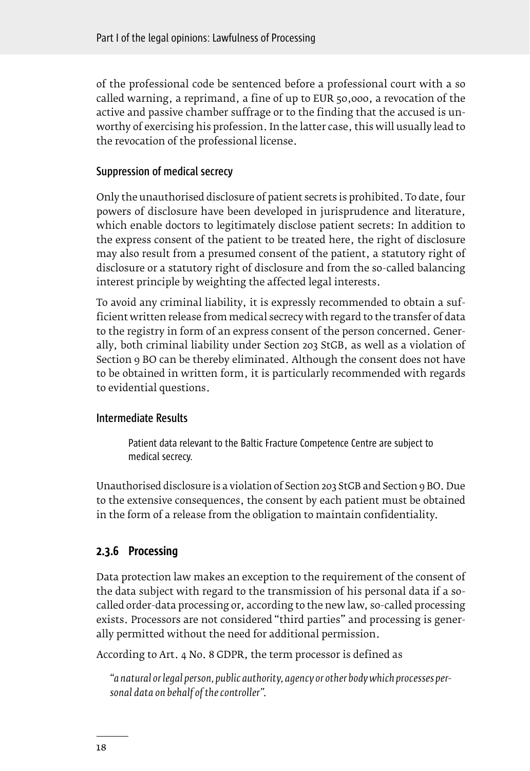of the professional code be sentenced before a professional court with a so called warning, a reprimand, a fine of up to EUR 50,000, a revocation of the active and passive chamber suffrage or to the finding that the accused is unworthy of exercising his profession. In the latter case, this will usually lead to the revocation of the professional license.

#### Suppression of medical secrecy

Only the unauthorised disclosure of patient secrets is prohibited. To date, four powers of disclosure have been developed in jurisprudence and literature, which enable doctors to legitimately disclose patient secrets: In addition to the express consent of the patient to be treated here, the right of disclosure may also result from a presumed consent of the patient, a statutory right of disclosure or a statutory right of disclosure and from the so-called balancing interest principle by weighting the affected legal interests.

To avoid any criminal liability, it is expressly recommended to obtain a sufficient written release from medical secrecy with regard to the transfer of data to the registry in form of an express consent of the person concerned. Generally, both criminal liability under Section 203 StGB, as well as a violation of Section 9 BO can be thereby eliminated. Although the consent does not have to be obtained in written form, it is particularly recommended with regards to evidential questions.

#### Intermediate Results

> Patient data relevant to the Baltic Fracture Competence Centre are subject to medical secrecy.

Unauthorised disclosure is a violation of Section 203 StGB and Section 9 BO. Due to the extensive consequences, the consent by each patient must be obtained in the form of a release from the obligation to maintain confidentiality.

### 2.3.6 Processing

Data protection law makes an exception to the requirement of the consent of the data subject with regard to the transmission of his personal data if a so-called order-data processing or, according to the new law, so-called processing exists. Processors are not considered "third parties" and processing is generally permitted without the need for additional permission.

According to Art. 4 No. 8 GDPR, the term processor is defined as

> *"a natural or legal person, public authority, agency or other body which processes personal data on behalf of the controller".*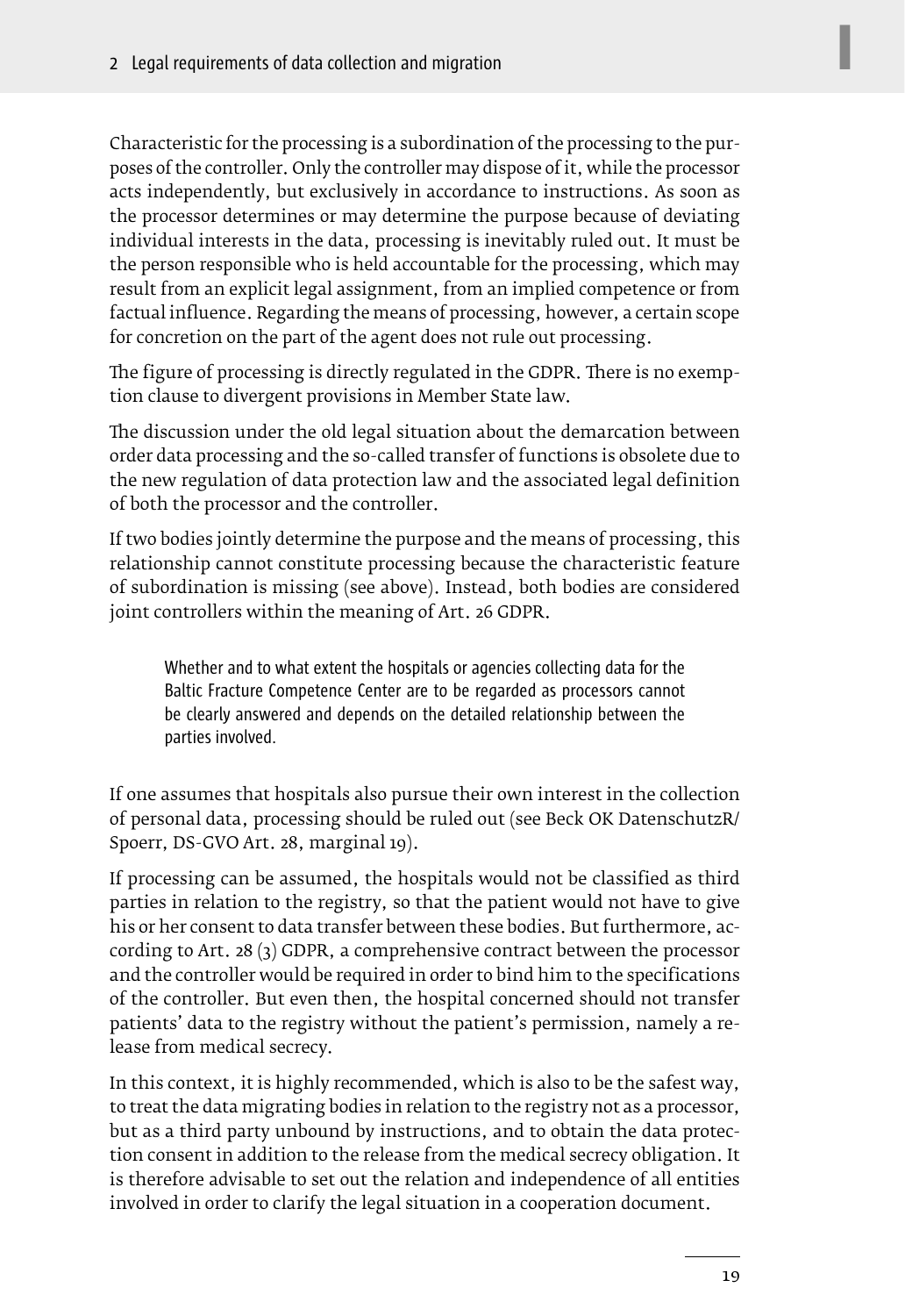Characteristic for the processing is a subordination of the processing to the purposes of the controller. Only the controller may dispose of it, while the processor acts independently, but exclusively in accordance to instructions. As soon as the processor determines or may determine the purpose because of deviating individual interests in the data, processing is inevitably ruled out. It must be the person responsible who is held accountable for the processing, which may result from an explicit legal assignment, from an implied competence or from factual influence. Regarding the means of processing, however, a certain scope for concretion on the part of the agent does not rule out processing.

The figure of processing is directly regulated in the GDPR. There is no exemption clause to divergent provisions in Member State law.

The discussion under the old legal situation about the demarcation between order data processing and the so-called transfer of functions is obsolete due to the new regulation of data protection law and the associated legal definition of both the processor and the controller.

If two bodies jointly determine the purpose and the means of processing, this relationship cannot constitute processing because the characteristic feature of subordination is missing (see above). Instead, both bodies are considered joint controllers within the meaning of Art. 26 GDPR.

> Whether and to what extent the hospitals or agencies collecting data for the Baltic Fracture Competence Center are to be regarded as processors cannot be clearly answered and depends on the detailed relationship between the parties involved.

If one assumes that hospitals also pursue their own interest in the collection of personal data, processing should be ruled out (see Beck OK DatenschutzR/Spoerr, DS-GVO Art. 28, marginal 19).

If processing can be assumed, the hospitals would not be classified as third parties in relation to the registry, so that the patient would not have to give his or her consent to data transfer between these bodies. But furthermore, according to Art. 28 (3) GDPR, a comprehensive contract between the processor and the controller would be required in order to bind him to the specifications of the controller. But even then, the hospital concerned should not transfer patients' data to the registry without the patient's permission, namely a release from medical secrecy.

In this context, it is highly recommended, which is also to be the safest way, to treat the data migrating bodies in relation to the registry not as a processor, but as a third party unbound by instructions, and to obtain the data protection consent in addition to the release from the medical secrecy obligation. It is therefore advisable to set out the relation and independence of all entities involved in order to clarify the legal situation in a cooperation document.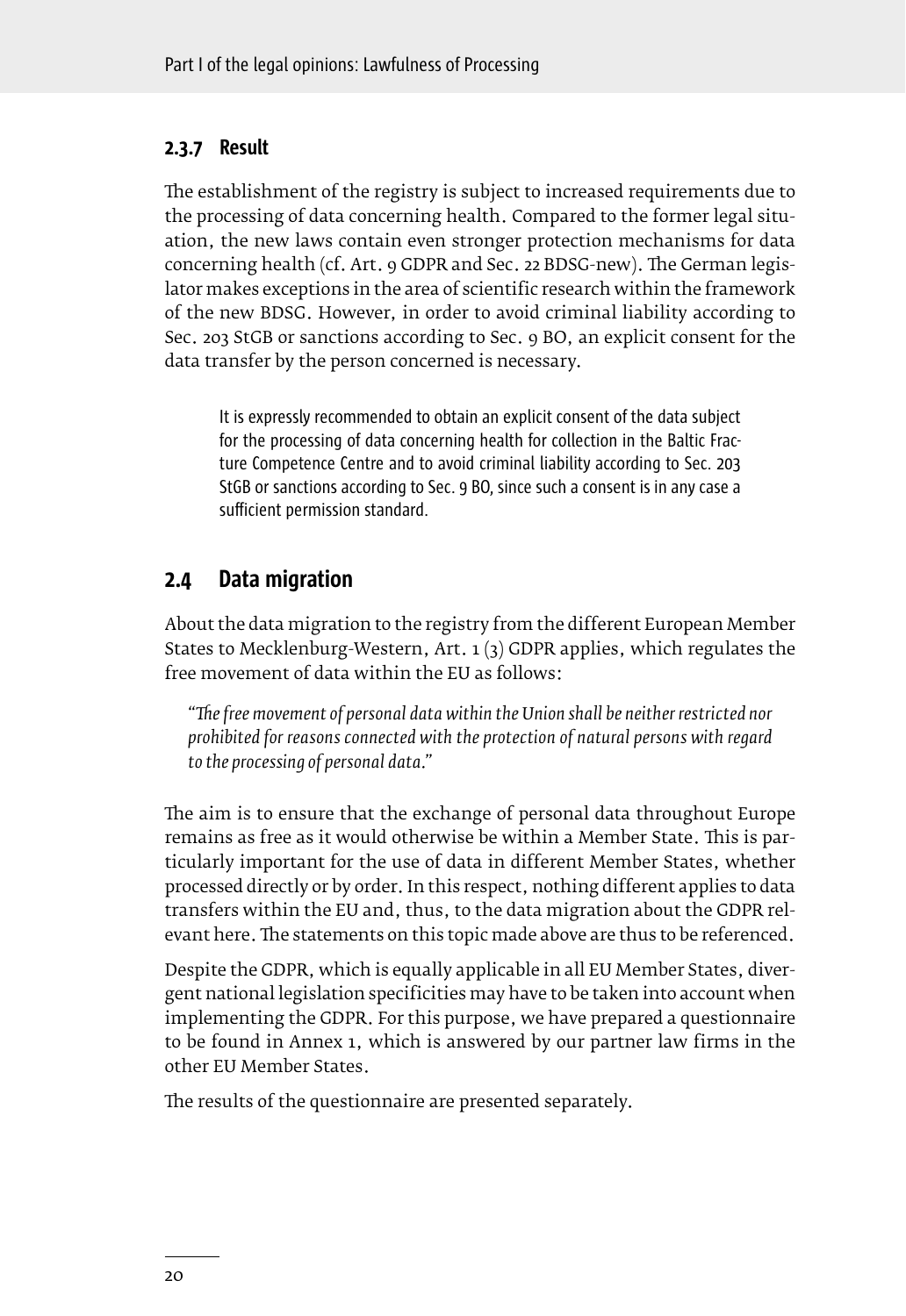### 2.3.7 Result

The establishment of the registry is subject to increased requirements due to the processing of data concerning health. Compared to the former legal situation, the new laws contain even stronger protection mechanisms for data concerning health (cf. Art. 9 GDPR and Sec. 22 BDSG-new). The German legislator makes exceptions in the area of scientific research within the framework of the new BDSG. However, in order to avoid criminal liability according to Sec. 203 StGB or sanctions according to Sec. 9 BO, an explicit consent for the data transfer by the person concerned is necessary.

> It is expressly recommended to obtain an explicit consent of the data subject for the processing of data concerning health for collection in the Baltic Fracture Competence Centre and to avoid criminal liability according to Sec. 203 StGB or sanctions according to Sec. 9 BO, since such a consent is in any case a sufficient permission standard.

## 2.4 Data migration

About the data migration to the registry from the different European Member States to Mecklenburg-Western, Art. 1 (3) GDPR applies, which regulates the free movement of data within the EU as follows:

> *"The free movement of personal data within the Union shall be neither restricted nor prohibited for reasons connected with the protection of natural persons with regard to the processing of personal data."*

The aim is to ensure that the exchange of personal data throughout Europe remains as free as it would otherwise be within a Member State. This is particularly important for the use of data in different Member States, whether processed directly or by order. In this respect, nothing different applies to data transfers within the EU and, thus, to the data migration about the GDPR relevant here. The statements on this topic made above are thus to be referenced.

Despite the GDPR, which is equally applicable in all EU Member States, divergent national legislation specificities may have to be taken into account when implementing the GDPR. For this purpose, we have prepared a questionnaire to be found in Annex 1, which is answered by our partner law firms in the other EU Member States.

The results of the questionnaire are presented separately.